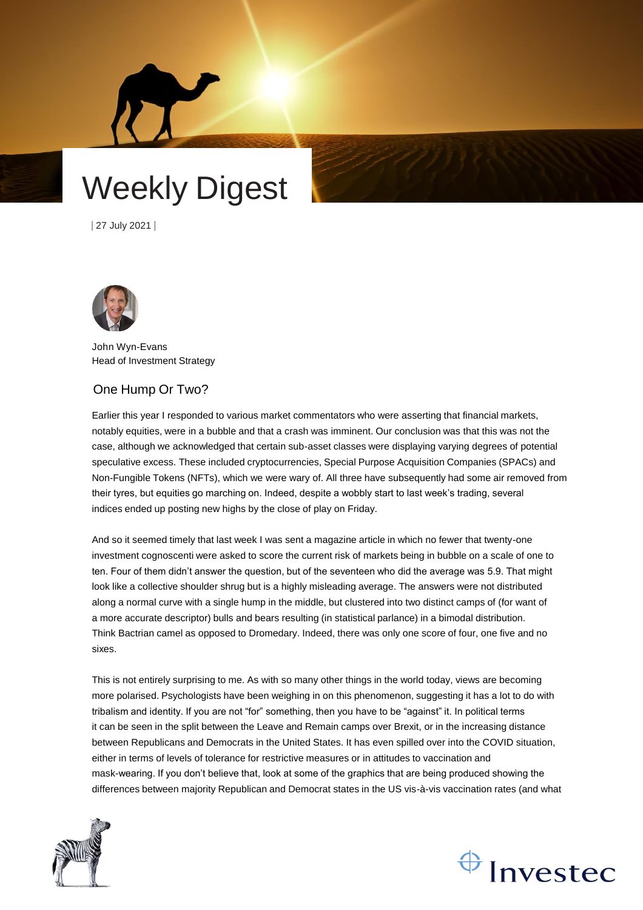# Weekly Digest

| 27 July 2021 |

John Wyn-Evans
Head of Investment Strategy

## One Hump Or Two?

Earlier this year I responded to various market commentators who were asserting that financial markets, notably equities, were in a bubble and that a crash was imminent. Our conclusion was that this was not the case, although we acknowledged that certain sub-asset classes were displaying varying degrees of potential speculative excess. These included cryptocurrencies, Special Purpose Acquisition Companies (SPACs) and Non-Fungible Tokens (NFTs), which we were wary of. All three have subsequently had some air removed from their tyres, but equities go marching on. Indeed, despite a wobbly start to last week's trading, several indices ended up posting new highs by the close of play on Friday.

And so it seemed timely that last week I was sent a magazine article in which no fewer that twenty-one investment cognoscenti were asked to score the current risk of markets being in bubble on a scale of one to ten. Four of them didn't answer the question, but of the seventeen who did the average was 5.9. That might look like a collective shoulder shrug but is a highly misleading average. The answers were not distributed along a normal curve with a single hump in the middle, but clustered into two distinct camps of (for want of a more accurate descriptor) bulls and bears resulting (in statistical parlance) in a bimodal distribution. Think Bactrian camel as opposed to Dromedary. Indeed, there was only one score of four, one five and no sixes.

This is not entirely surprising to me. As with so many other things in the world today, views are becoming more polarised. Psychologists have been weighing in on this phenomenon, suggesting it has a lot to do with tribalism and identity. If you are not "for" something, then you have to be "against" it. In political terms it can be seen in the split between the Leave and Remain camps over Brexit, or in the increasing distance between Republicans and Democrats in the United States. It has even spilled over into the COVID situation, either in terms of levels of tolerance for restrictive measures or in attitudes to vaccination and mask-wearing. If you don't believe that, look at some of the graphics that are being produced showing the differences between majority Republican and Democrat states in the US vis-à-vis vaccination rates (and what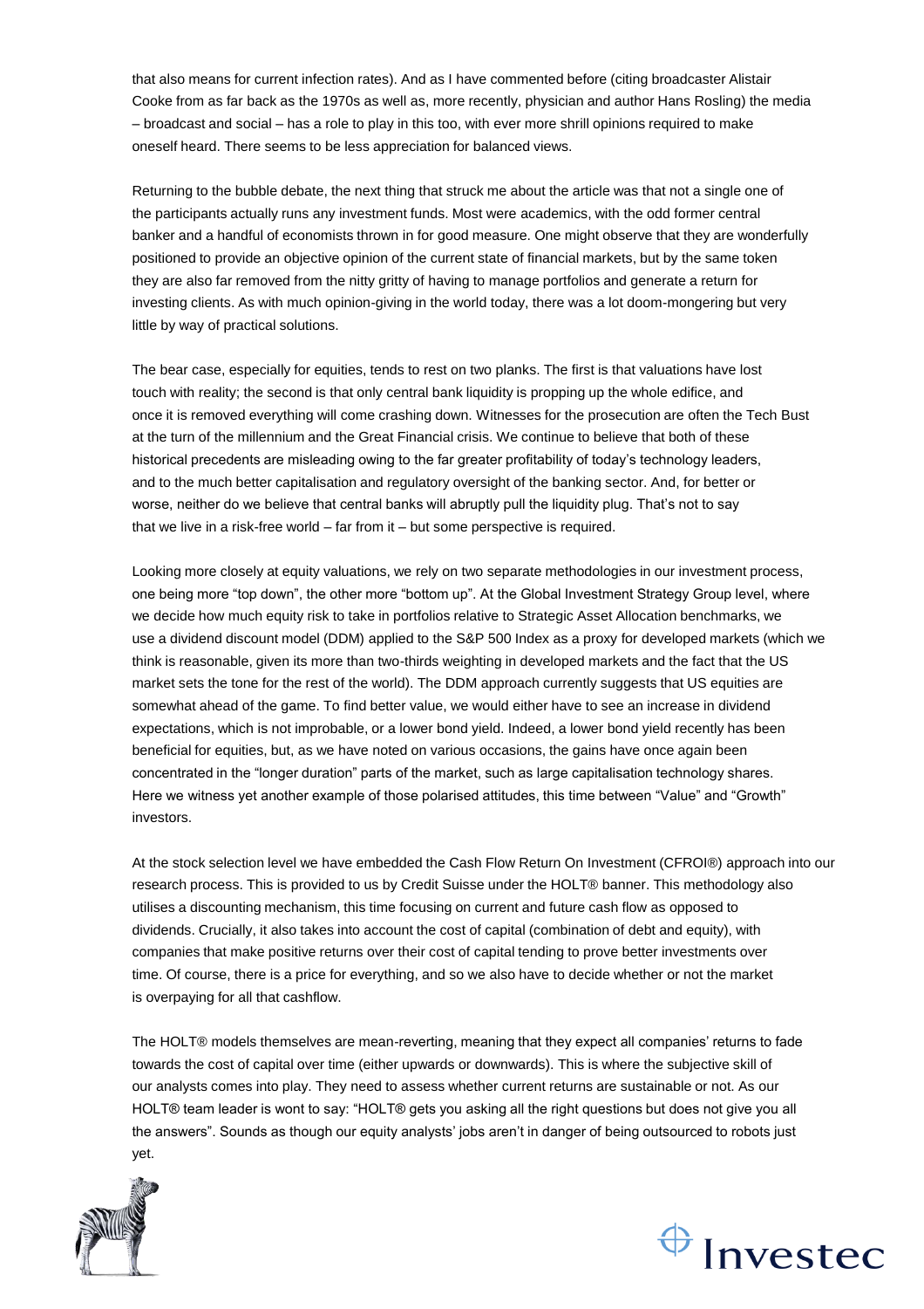that also means for current infection rates). And as I have commented before (citing broadcaster Alistair Cooke from as far back as the 1970s as well as, more recently, physician and author Hans Rosling) the media – broadcast and social – has a role to play in this too, with ever more shrill opinions required to make oneself heard. There seems to be less appreciation for balanced views.

Returning to the bubble debate, the next thing that struck me about the article was that not a single one of the participants actually runs any investment funds. Most were academics, with the odd former central banker and a handful of economists thrown in for good measure. One might observe that they are wonderfully positioned to provide an objective opinion of the current state of financial markets, but by the same token they are also far removed from the nitty gritty of having to manage portfolios and generate a return for investing clients. As with much opinion-giving in the world today, there was a lot doom-mongering but very little by way of practical solutions.

The bear case, especially for equities, tends to rest on two planks. The first is that valuations have lost touch with reality; the second is that only central bank liquidity is propping up the whole edifice, and once it is removed everything will come crashing down. Witnesses for the prosecution are often the Tech Bust at the turn of the millennium and the Great Financial crisis. We continue to believe that both of these historical precedents are misleading owing to the far greater profitability of today's technology leaders, and to the much better capitalisation and regulatory oversight of the banking sector. And, for better or worse, neither do we believe that central banks will abruptly pull the liquidity plug. That's not to say that we live in a risk-free world – far from it – but some perspective is required.

Looking more closely at equity valuations, we rely on two separate methodologies in our investment process, one being more "top down", the other more "bottom up". At the Global Investment Strategy Group level, where we decide how much equity risk to take in portfolios relative to Strategic Asset Allocation benchmarks, we use a dividend discount model (DDM) applied to the S&P 500 Index as a proxy for developed markets (which we think is reasonable, given its more than two-thirds weighting in developed markets and the fact that the US market sets the tone for the rest of the world). The DDM approach currently suggests that US equities are somewhat ahead of the game. To find better value, we would either have to see an increase in dividend expectations, which is not improbable, or a lower bond yield. Indeed, a lower bond yield recently has been beneficial for equities, but, as we have noted on various occasions, the gains have once again been concentrated in the "longer duration" parts of the market, such as large capitalisation technology shares. Here we witness yet another example of those polarised attitudes, this time between "Value" and "Growth" investors.

At the stock selection level we have embedded the Cash Flow Return On Investment (CFROI®) approach into our research process. This is provided to us by Credit Suisse under the HOLT® banner. This methodology also utilises a discounting mechanism, this time focusing on current and future cash flow as opposed to dividends. Crucially, it also takes into account the cost of capital (combination of debt and equity), with companies that make positive returns over their cost of capital tending to prove better investments over time. Of course, there is a price for everything, and so we also have to decide whether or not the market is overpaying for all that cashflow.

The HOLT® models themselves are mean-reverting, meaning that they expect all companies' returns to fade towards the cost of capital over time (either upwards or downwards). This is where the subjective skill of our analysts comes into play. They need to assess whether current returns are sustainable or not. As our HOLT® team leader is wont to say: "HOLT® gets you asking all the right questions but does not give you all the answers". Sounds as though our equity analysts' jobs aren't in danger of being outsourced to robots just yet.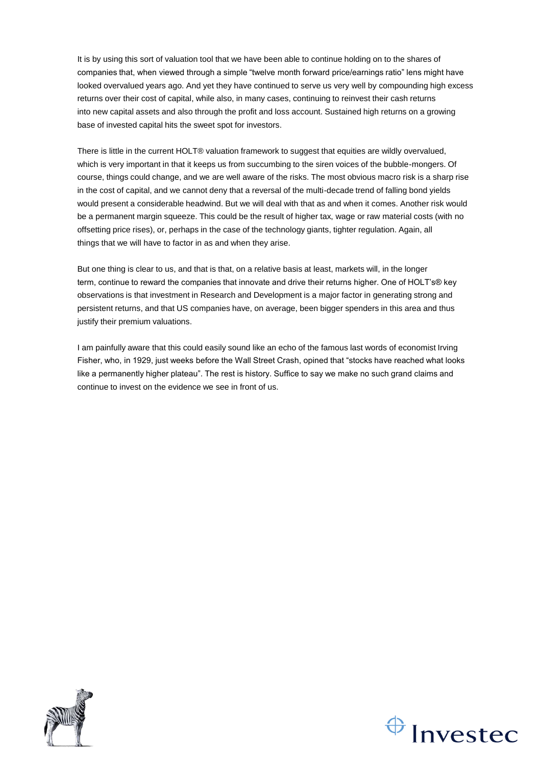It is by using this sort of valuation tool that we have been able to continue holding on to the shares of companies that, when viewed through a simple "twelve month forward price/earnings ratio" lens might have looked overvalued years ago. And yet they have continued to serve us very well by compounding high excess returns over their cost of capital, while also, in many cases, continuing to reinvest their cash returns into new capital assets and also through the profit and loss account. Sustained high returns on a growing base of invested capital hits the sweet spot for investors.

There is little in the current HOLT® valuation framework to suggest that equities are wildly overvalued, which is very important in that it keeps us from succumbing to the siren voices of the bubble-mongers. Of course, things could change, and we are well aware of the risks. The most obvious macro risk is a sharp rise in the cost of capital, and we cannot deny that a reversal of the multi-decade trend of falling bond yields would present a considerable headwind. But we will deal with that as and when it comes. Another risk would be a permanent margin squeeze. This could be the result of higher tax, wage or raw material costs (with no offsetting price rises), or, perhaps in the case of the technology giants, tighter regulation. Again, all things that we will have to factor in as and when they arise.

But one thing is clear to us, and that is that, on a relative basis at least, markets will, in the longer term, continue to reward the companies that innovate and drive their returns higher. One of HOLT's® key observations is that investment in Research and Development is a major factor in generating strong and persistent returns, and that US companies have, on average, been bigger spenders in this area and thus justify their premium valuations.

I am painfully aware that this could easily sound like an echo of the famous last words of economist Irving Fisher, who, in 1929, just weeks before the Wall Street Crash, opined that "stocks have reached what looks like a permanently higher plateau". The rest is history. Suffice to say we make no such grand claims and continue to invest on the evidence we see in front of us.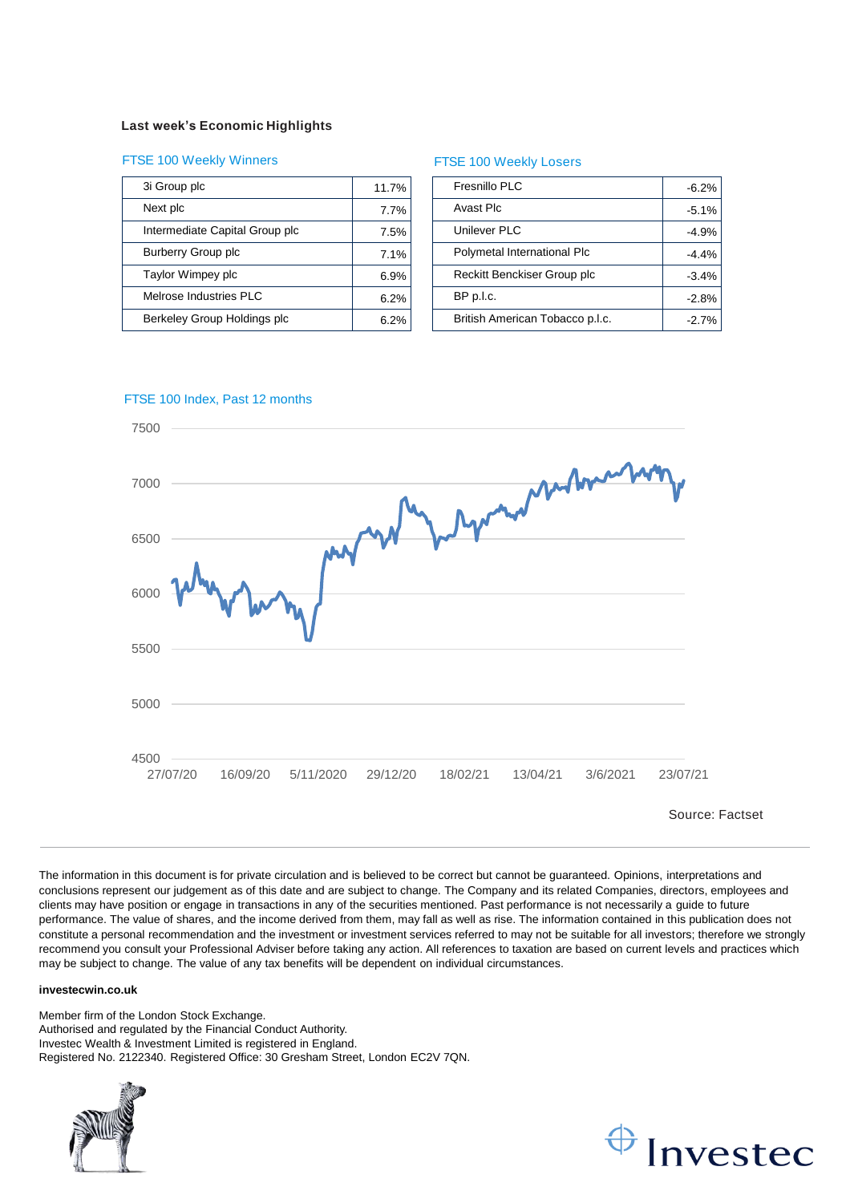**Last week's Economic Highlights**

FTSE 100 Weekly Winners

| | |
|---|---|
| 3i Group plc | 11.7% |
| Next plc | 7.7% |
| Intermediate Capital Group plc | 7.5% |
| Burberry Group plc | 7.1% |
| Taylor Wimpey plc | 6.9% |
| Melrose Industries PLC | 6.2% |
| Berkeley Group Holdings plc | 6.2% |

FTSE 100 Weekly Losers

| | |
|---|---|
| Fresnillo PLC | -6.2% |
| Avast Plc | -5.1% |
| Unilever PLC | -4.9% |
| Polymetal International Plc | -4.4% |
| Reckitt Benckiser Group plc | -3.4% |
| BP p.l.c. | -2.8% |
| British American Tobacco p.l.c. | -2.7% |

FTSE 100 Index, Past 12 months

7500
7000
6500
6000
5500
5000
4500

27/07/20 16/09/20 5/11/2020 29/12/20 18/02/21 13/04/21 3/6/2021 23/07/21

Source: Factset

The information in this document is for private circulation and is believed to be correct but cannot be guaranteed. Opinions, interpretations and conclusions represent our judgement as of this date and are subject to change. The Company and its related Companies, directors, employees and clients may have position or engage in transactions in any of the securities mentioned. Past performance is not necessarily a guide to future performance. The value of shares, and the income derived from them, may fall as well as rise. The information contained in this publication does not constitute a personal recommendation and the investment or investment services referred to may not be suitable for all investors; therefore we strongly recommend you consult your Professional Adviser before taking any action. All references to taxation are based on current levels and practices which may be subject to change. The value of any tax benefits will be dependent on individual circumstances.

**investecwin.co.uk**

Member firm of the London Stock Exchange.
Authorised and regulated by the Financial Conduct Authority.
Investec Wealth & Investment Limited is registered in England.
Registered No. 2122340. Registered Office: 30 Gresham Street, London EC2V 7QN.

Investec